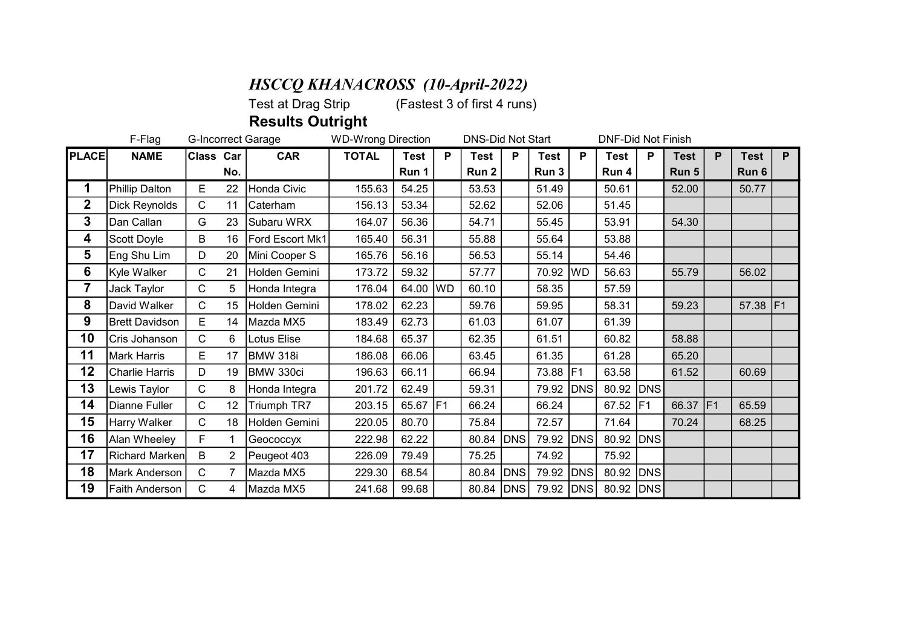# *HSCCQ KHANACROSS (10-April-2022)*

Test at Drag Strip (Fastest 3 of first 4 runs)

## Results Outright

F-Flag G-Incorrect Garage WD-Wrong Direction DNS-Did Not Start DNF-Did Not Finish

| PLACE | NAME | Class | Car No. | CAR | TOTAL | Test Run 1 | P | Test Run 2 | P | Test Run 3 | P | Test Run 4 | P | Test Run 5 | P | Test Run 6 | P |
|---|---|---|---|---|---|---|---|---|---|---|---|---|---|---|---|---|---|
| 1 | Phillip Dalton | E | 22 | Honda Civic | 155.63 | 54.25 | | 53.53 | | 51.49 | | 50.61 | | 52.00 | | 50.77 | |
| 2 | Dick Reynolds | C | 11 | Caterham | 156.13 | 53.34 | | 52.62 | | 52.06 | | 51.45 | | | | | |
| 3 | Dan Callan | G | 23 | Subaru WRX | 164.07 | 56.36 | | 54.71 | | 55.45 | | 53.91 | | 54.30 | | | |
| 4 | Scott Doyle | B | 16 | Ford Escort Mk1 | 165.40 | 56.31 | | 55.88 | | 55.64 | | 53.88 | | | | | |
| 5 | Eng Shu Lim | D | 20 | Mini Cooper S | 165.76 | 56.16 | | 56.53 | | 55.14 | | 54.46 | | | | | |
| 6 | Kyle Walker | C | 21 | Holden Gemini | 173.72 | 59.32 | | 57.77 | | 70.92 | WD | 56.63 | | 55.79 | | 56.02 | |
| 7 | Jack Taylor | C | 5 | Honda Integra | 176.04 | 64.00 | WD | 60.10 | | 58.35 | | 57.59 | | | | | |
| 8 | David Walker | C | 15 | Holden Gemini | 178.02 | 62.23 | | 59.76 | | 59.95 | | 58.31 | | 59.23 | | 57.38 | F1 |
| 9 | Brett Davidson | E | 14 | Mazda MX5 | 183.49 | 62.73 | | 61.03 | | 61.07 | | 61.39 | | | | | |
| 10 | Cris Johanson | C | 6 | Lotus Elise | 184.68 | 65.37 | | 62.35 | | 61.51 | | 60.82 | | 58.88 | | | |
| 11 | Mark Harris | E | 17 | BMW 318i | 186.08 | 66.06 | | 63.45 | | 61.35 | | 61.28 | | 65.20 | | | |
| 12 | Charlie Harris | D | 19 | BMW 330ci | 196.63 | 66.11 | | 66.94 | | 73.88 | F1 | 63.58 | | 61.52 | | 60.69 | |
| 13 | Lewis Taylor | C | 8 | Honda Integra | 201.72 | 62.49 | | 59.31 | | 79.92 | DNS | 80.92 | DNS | | | | |
| 14 | Dianne Fuller | C | 12 | Triumph TR7 | 203.15 | 65.67 | F1 | 66.24 | | 66.24 | | 67.52 | F1 | 66.37 | F1 | 65.59 | |
| 15 | Harry Walker | C | 18 | Holden Gemini | 220.05 | 80.70 | | 75.84 | | 72.57 | | 71.64 | | 70.24 | | 68.25 | |
| 16 | Alan Wheeley | F | 1 | Geococcyx | 222.98 | 62.22 | | 80.84 | DNS | 79.92 | DNS | 80.92 | DNS | | | | |
| 17 | Richard Marken | B | 2 | Peugeot 403 | 226.09 | 79.49 | | 75.25 | | 74.92 | | 75.92 | | | | | |
| 18 | Mark Anderson | C | 7 | Mazda MX5 | 229.30 | 68.54 | | 80.84 | DNS | 79.92 | DNS | 80.92 | DNS | | | | |
| 19 | Faith Anderson | C | 4 | Mazda MX5 | 241.68 | 99.68 | | 80.84 | DNS | 79.92 | DNS | 80.92 | DNS | | | | |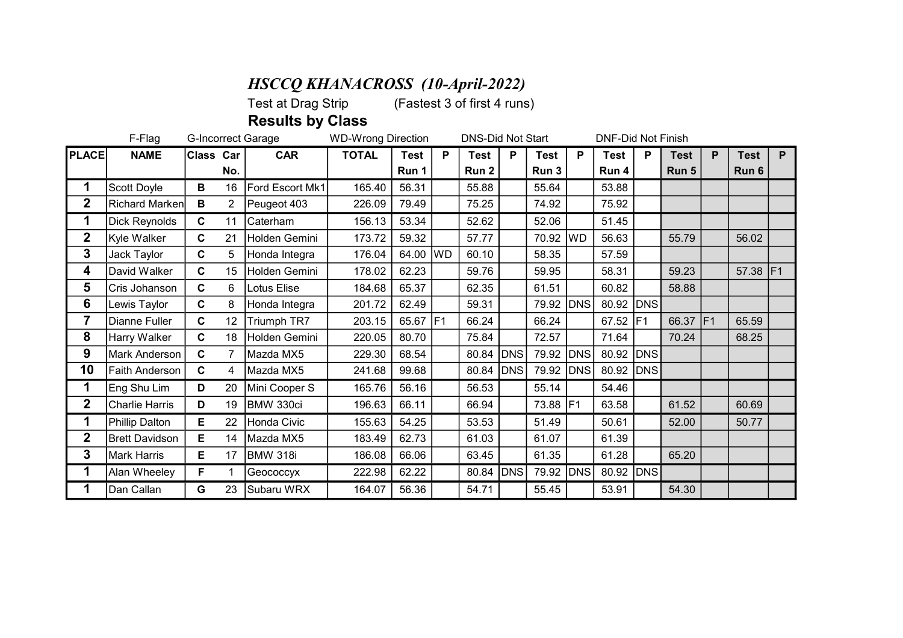## *HSCCQ KHANACROSS (10-April-2022)*

Test at Drag Strip (Fastest 3 of first 4 runs)

### Results by Class

F-Flag G-Incorrect Garage WD-Wrong Direction DNS-Did Not Start DNF-Did Not Finish

| PLACE | NAME | Class | Car No. | CAR | TOTAL | Test Run 1 | P | Test Run 2 | P | Test Run 3 | P | Test Run 4 | P | Test Run 5 | P | Test Run 6 | P |
|---|---|---|---|---|---|---|---|---|---|---|---|---|---|---|---|---|---|
| 1 | Scott Doyle | B | 16 | Ford Escort Mk1 | 165.40 | 56.31 | | 55.88 | | 55.64 | | 53.88 | | | | | |
| 2 | Richard Marken | B | 2 | Peugeot 403 | 226.09 | 79.49 | | 75.25 | | 74.92 | | 75.92 | | | | | |
| 1 | Dick Reynolds | C | 11 | Caterham | 156.13 | 53.34 | | 52.62 | | 52.06 | | 51.45 | | | | | |
| 2 | Kyle Walker | C | 21 | Holden Gemini | 173.72 | 59.32 | | 57.77 | | 70.92 | WD | 56.63 | | 55.79 | | 56.02 | |
| 3 | Jack Taylor | C | 5 | Honda Integra | 176.04 | 64.00 | WD | 60.10 | | 58.35 | | 57.59 | | | | | |
| 4 | David Walker | C | 15 | Holden Gemini | 178.02 | 62.23 | | 59.76 | | 59.95 | | 58.31 | | 59.23 | | 57.38 | F1 |
| 5 | Cris Johanson | C | 6 | Lotus Elise | 184.68 | 65.37 | | 62.35 | | 61.51 | | 60.82 | | 58.88 | | | |
| 6 | Lewis Taylor | C | 8 | Honda Integra | 201.72 | 62.49 | | 59.31 | | 79.92 | DNS | 80.92 | DNS | | | | |
| 7 | Dianne Fuller | C | 12 | Triumph TR7 | 203.15 | 65.67 | F1 | 66.24 | | 66.24 | | 67.52 | F1 | 66.37 | F1 | 65.59 | |
| 8 | Harry Walker | C | 18 | Holden Gemini | 220.05 | 80.70 | | 75.84 | | 72.57 | | 71.64 | | 70.24 | | 68.25 | |
| 9 | Mark Anderson | C | 7 | Mazda MX5 | 229.30 | 68.54 | | 80.84 | DNS | 79.92 | DNS | 80.92 | DNS | | | | |
| 10 | Faith Anderson | C | 4 | Mazda MX5 | 241.68 | 99.68 | | 80.84 | DNS | 79.92 | DNS | 80.92 | DNS | | | | |
| 1 | Eng Shu Lim | D | 20 | Mini Cooper S | 165.76 | 56.16 | | 56.53 | | 55.14 | | 54.46 | | | | | |
| 2 | Charlie Harris | D | 19 | BMW 330ci | 196.63 | 66.11 | | 66.94 | | 73.88 | F1 | 63.58 | | 61.52 | | 60.69 | |
| 1 | Phillip Dalton | E | 22 | Honda Civic | 155.63 | 54.25 | | 53.53 | | 51.49 | | 50.61 | | 52.00 | | 50.77 | |
| 2 | Brett Davidson | E | 14 | Mazda MX5 | 183.49 | 62.73 | | 61.03 | | 61.07 | | 61.39 | | | | | |
| 3 | Mark Harris | E | 17 | BMW 318i | 186.08 | 66.06 | | 63.45 | | 61.35 | | 61.28 | | 65.20 | | | |
| 1 | Alan Wheeley | F | 1 | Geococcyx | 222.98 | 62.22 | | 80.84 | DNS | 79.92 | DNS | 80.92 | DNS | | | | |
| 1 | Dan Callan | G | 23 | Subaru WRX | 164.07 | 56.36 | | 54.71 | | 55.45 | | 53.91 | | 54.30 | | | |